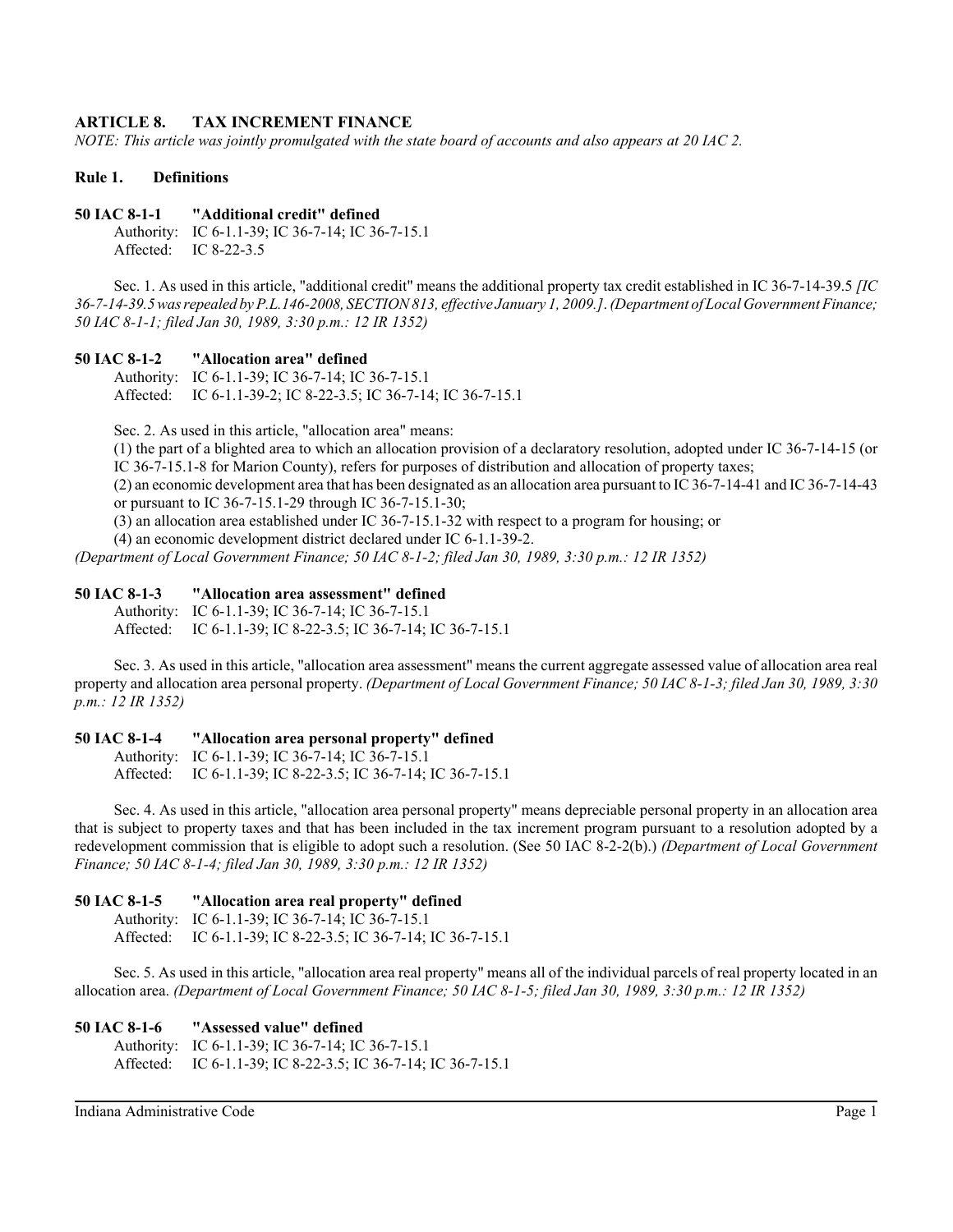# ARTICLE 8. TAX INCREMENT FINANCE

*NOTE: This article was jointly promulgated with the state board of accounts and also appears at 20 IAC 2.*

## Rule 1. Definitions

### 50 IAC 8-1-1 "Additional credit" defined

Authority: IC 6-1.1-39; IC 36-7-14; IC 36-7-15.1
Affected: IC 8-22-3.5

Sec. 1. As used in this article, "additional credit" means the additional property tax credit established in IC 36-7-14-39.5 *[IC 36-7-14-39.5 was repealed by P.L.146-2008, SECTION 813, effective January 1, 2009.]*. *(Department of Local Government Finance; 50 IAC 8-1-1; filed Jan 30, 1989, 3:30 p.m.: 12 IR 1352)*

### 50 IAC 8-1-2 "Allocation area" defined

Authority: IC 6-1.1-39; IC 36-7-14; IC 36-7-15.1
Affected: IC 6-1.1-39-2; IC 8-22-3.5; IC 36-7-14; IC 36-7-15.1

Sec. 2. As used in this article, "allocation area" means:

(1) the part of a blighted area to which an allocation provision of a declaratory resolution, adopted under IC 36-7-14-15 (or IC 36-7-15.1-8 for Marion County), refers for purposes of distribution and allocation of property taxes;
(2) an economic development area that has been designated as an allocation area pursuant to IC 36-7-14-41 and IC 36-7-14-43 or pursuant to IC 36-7-15.1-29 through IC 36-7-15.1-30;
(3) an allocation area established under IC 36-7-15.1-32 with respect to a program for housing; or
(4) an economic development district declared under IC 6-1.1-39-2.

*(Department of Local Government Finance; 50 IAC 8-1-2; filed Jan 30, 1989, 3:30 p.m.: 12 IR 1352)*

### 50 IAC 8-1-3 "Allocation area assessment" defined

Authority: IC 6-1.1-39; IC 36-7-14; IC 36-7-15.1
Affected: IC 6-1.1-39; IC 8-22-3.5; IC 36-7-14; IC 36-7-15.1

Sec. 3. As used in this article, "allocation area assessment" means the current aggregate assessed value of allocation area real property and allocation area personal property. *(Department of Local Government Finance; 50 IAC 8-1-3; filed Jan 30, 1989, 3:30 p.m.: 12 IR 1352)*

### 50 IAC 8-1-4 "Allocation area personal property" defined

Authority: IC 6-1.1-39; IC 36-7-14; IC 36-7-15.1
Affected: IC 6-1.1-39; IC 8-22-3.5; IC 36-7-14; IC 36-7-15.1

Sec. 4. As used in this article, "allocation area personal property" means depreciable personal property in an allocation area that is subject to property taxes and that has been included in the tax increment program pursuant to a resolution adopted by a redevelopment commission that is eligible to adopt such a resolution. (See 50 IAC 8-2-2(b).) *(Department of Local Government Finance; 50 IAC 8-1-4; filed Jan 30, 1989, 3:30 p.m.: 12 IR 1352)*

### 50 IAC 8-1-5 "Allocation area real property" defined

Authority: IC 6-1.1-39; IC 36-7-14; IC 36-7-15.1
Affected: IC 6-1.1-39; IC 8-22-3.5; IC 36-7-14; IC 36-7-15.1

Sec. 5. As used in this article, "allocation area real property" means all of the individual parcels of real property located in an allocation area. *(Department of Local Government Finance; 50 IAC 8-1-5; filed Jan 30, 1989, 3:30 p.m.: 12 IR 1352)*

### 50 IAC 8-1-6 "Assessed value" defined

Authority: IC 6-1.1-39; IC 36-7-14; IC 36-7-15.1
Affected: IC 6-1.1-39; IC 8-22-3.5; IC 36-7-14; IC 36-7-15.1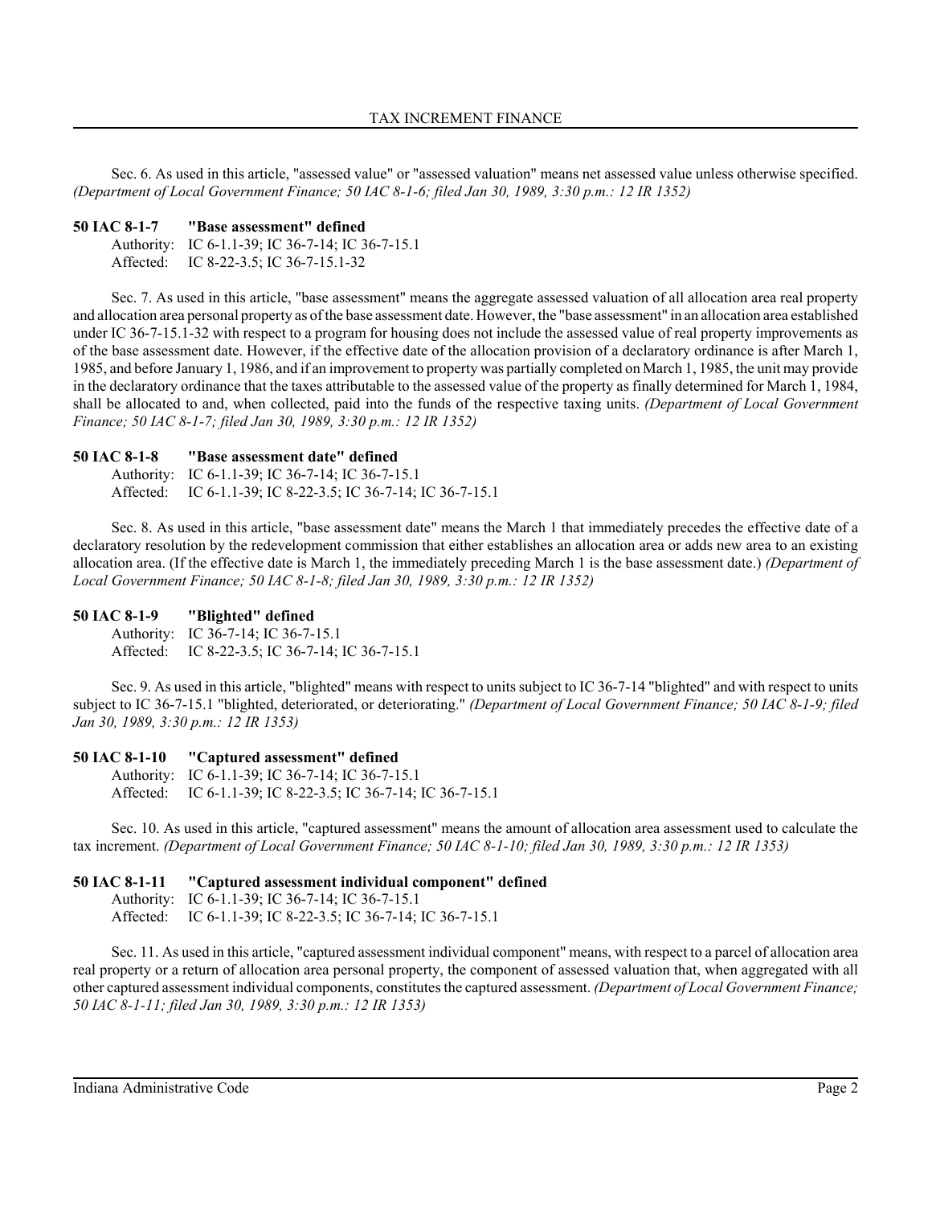Sec. 6. As used in this article, "assessed value" or "assessed valuation" means net assessed value unless otherwise specified. *(Department of Local Government Finance; 50 IAC 8-1-6; filed Jan 30, 1989, 3:30 p.m.: 12 IR 1352)*

**50 IAC 8-1-7 "Base assessment" defined**

Authority: IC 6-1.1-39; IC 36-7-14; IC 36-7-15.1
Affected: IC 8-22-3.5; IC 36-7-15.1-32

Sec. 7. As used in this article, "base assessment" means the aggregate assessed valuation of all allocation area real property and allocation area personal property as of the base assessment date. However, the "base assessment" in an allocation area established under IC 36-7-15.1-32 with respect to a program for housing does not include the assessed value of real property improvements as of the base assessment date. However, if the effective date of the allocation provision of a declaratory ordinance is after March 1, 1985, and before January 1, 1986, and if an improvement to property was partially completed on March 1, 1985, the unit may provide in the declaratory ordinance that the taxes attributable to the assessed value of the property as finally determined for March 1, 1984, shall be allocated to and, when collected, paid into the funds of the respective taxing units. *(Department of Local Government Finance; 50 IAC 8-1-7; filed Jan 30, 1989, 3:30 p.m.: 12 IR 1352)*

**50 IAC 8-1-8 "Base assessment date" defined**

Authority: IC 6-1.1-39; IC 36-7-14; IC 36-7-15.1
Affected: IC 6-1.1-39; IC 8-22-3.5; IC 36-7-14; IC 36-7-15.1

Sec. 8. As used in this article, "base assessment date" means the March 1 that immediately precedes the effective date of a declaratory resolution by the redevelopment commission that either establishes an allocation area or adds new area to an existing allocation area. (If the effective date is March 1, the immediately preceding March 1 is the base assessment date.) *(Department of Local Government Finance; 50 IAC 8-1-8; filed Jan 30, 1989, 3:30 p.m.: 12 IR 1352)*

**50 IAC 8-1-9 "Blighted" defined**

Authority: IC 36-7-14; IC 36-7-15.1
Affected: IC 8-22-3.5; IC 36-7-14; IC 36-7-15.1

Sec. 9. As used in this article, "blighted" means with respect to units subject to IC 36-7-14 "blighted" and with respect to units subject to IC 36-7-15.1 "blighted, deteriorated, or deteriorating." *(Department of Local Government Finance; 50 IAC 8-1-9; filed Jan 30, 1989, 3:30 p.m.: 12 IR 1353)*

**50 IAC 8-1-10 "Captured assessment" defined**

Authority: IC 6-1.1-39; IC 36-7-14; IC 36-7-15.1
Affected: IC 6-1.1-39; IC 8-22-3.5; IC 36-7-14; IC 36-7-15.1

Sec. 10. As used in this article, "captured assessment" means the amount of allocation area assessment used to calculate the tax increment. *(Department of Local Government Finance; 50 IAC 8-1-10; filed Jan 30, 1989, 3:30 p.m.: 12 IR 1353)*

**50 IAC 8-1-11 "Captured assessment individual component" defined**

Authority: IC 6-1.1-39; IC 36-7-14; IC 36-7-15.1
Affected: IC 6-1.1-39; IC 8-22-3.5; IC 36-7-14; IC 36-7-15.1

Sec. 11. As used in this article, "captured assessment individual component" means, with respect to a parcel of allocation area real property or a return of allocation area personal property, the component of assessed valuation that, when aggregated with all other captured assessment individual components, constitutes the captured assessment. *(Department of Local Government Finance; 50 IAC 8-1-11; filed Jan 30, 1989, 3:30 p.m.: 12 IR 1353)*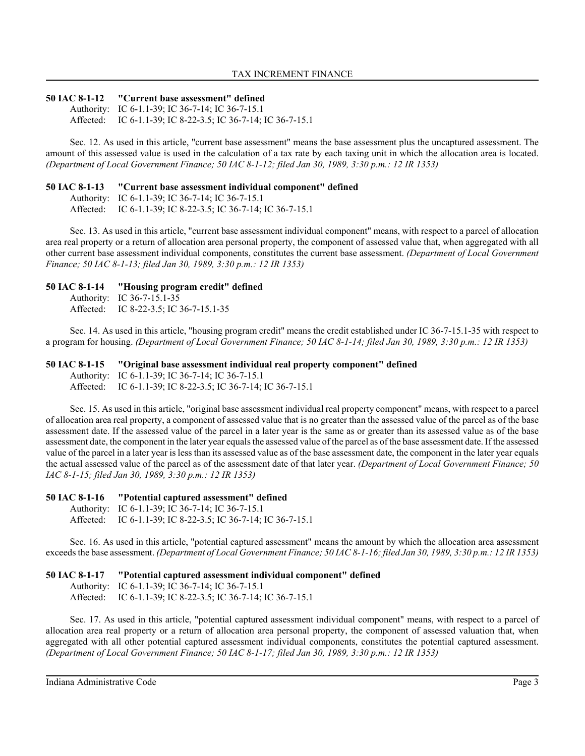**50 IAC 8-1-12 "Current base assessment" defined**

Authority: IC 6-1.1-39; IC 36-7-14; IC 36-7-15.1
Affected: IC 6-1.1-39; IC 8-22-3.5; IC 36-7-14; IC 36-7-15.1

Sec. 12. As used in this article, "current base assessment" means the base assessment plus the uncaptured assessment. The amount of this assessed value is used in the calculation of a tax rate by each taxing unit in which the allocation area is located. *(Department of Local Government Finance; 50 IAC 8-1-12; filed Jan 30, 1989, 3:30 p.m.: 12 IR 1353)*

**50 IAC 8-1-13 "Current base assessment individual component" defined**

Authority: IC 6-1.1-39; IC 36-7-14; IC 36-7-15.1
Affected: IC 6-1.1-39; IC 8-22-3.5; IC 36-7-14; IC 36-7-15.1

Sec. 13. As used in this article, "current base assessment individual component" means, with respect to a parcel of allocation area real property or a return of allocation area personal property, the component of assessed value that, when aggregated with all other current base assessment individual components, constitutes the current base assessment. *(Department of Local Government Finance; 50 IAC 8-1-13; filed Jan 30, 1989, 3:30 p.m.: 12 IR 1353)*

**50 IAC 8-1-14 "Housing program credit" defined**

Authority: IC 36-7-15.1-35
Affected: IC 8-22-3.5; IC 36-7-15.1-35

Sec. 14. As used in this article, "housing program credit" means the credit established under IC 36-7-15.1-35 with respect to a program for housing. *(Department of Local Government Finance; 50 IAC 8-1-14; filed Jan 30, 1989, 3:30 p.m.: 12 IR 1353)*

**50 IAC 8-1-15 "Original base assessment individual real property component" defined**

Authority: IC 6-1.1-39; IC 36-7-14; IC 36-7-15.1
Affected: IC 6-1.1-39; IC 8-22-3.5; IC 36-7-14; IC 36-7-15.1

Sec. 15. As used in this article, "original base assessment individual real property component" means, with respect to a parcel of allocation area real property, a component of assessed value that is no greater than the assessed value of the parcel as of the base assessment date. If the assessed value of the parcel in a later year is the same as or greater than its assessed value as of the base assessment date, the component in the later year equals the assessed value of the parcel as of the base assessment date. If the assessed value of the parcel in a later year is less than its assessed value as of the base assessment date, the component in the later year equals the actual assessed value of the parcel as of the assessment date of that later year. *(Department of Local Government Finance; 50 IAC 8-1-15; filed Jan 30, 1989, 3:30 p.m.: 12 IR 1353)*

**50 IAC 8-1-16 "Potential captured assessment" defined**

Authority: IC 6-1.1-39; IC 36-7-14; IC 36-7-15.1
Affected: IC 6-1.1-39; IC 8-22-3.5; IC 36-7-14; IC 36-7-15.1

Sec. 16. As used in this article, "potential captured assessment" means the amount by which the allocation area assessment exceeds the base assessment. *(Department of Local Government Finance; 50 IAC 8-1-16; filed Jan 30, 1989, 3:30 p.m.: 12 IR 1353)*

**50 IAC 8-1-17 "Potential captured assessment individual component" defined**

Authority: IC 6-1.1-39; IC 36-7-14; IC 36-7-15.1
Affected: IC 6-1.1-39; IC 8-22-3.5; IC 36-7-14; IC 36-7-15.1

Sec. 17. As used in this article, "potential captured assessment individual component" means, with respect to a parcel of allocation area real property or a return of allocation area personal property, the component of assessed valuation that, when aggregated with all other potential captured assessment individual components, constitutes the potential captured assessment. *(Department of Local Government Finance; 50 IAC 8-1-17; filed Jan 30, 1989, 3:30 p.m.: 12 IR 1353)*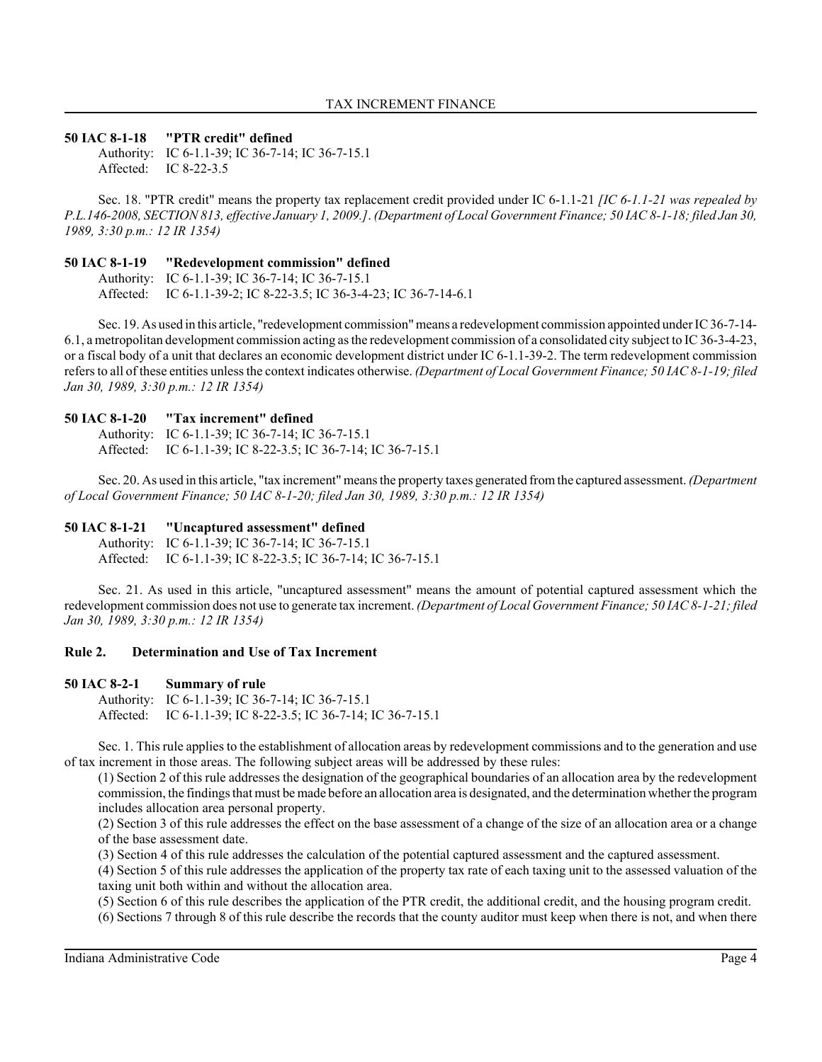### 50 IAC 8-1-18 "PTR credit" defined

Authority: IC 6-1.1-39; IC 36-7-14; IC 36-7-15.1
Affected: IC 8-22-3.5

Sec. 18. "PTR credit" means the property tax replacement credit provided under IC 6-1.1-21 *[IC 6-1.1-21 was repealed by P.L.146-2008, SECTION 813, effective January 1, 2009.]*. *(Department of Local Government Finance; 50 IAC 8-1-18; filed Jan 30, 1989, 3:30 p.m.: 12 IR 1354)*

### 50 IAC 8-1-19 "Redevelopment commission" defined

Authority: IC 6-1.1-39; IC 36-7-14; IC 36-7-15.1
Affected: IC 6-1.1-39-2; IC 8-22-3.5; IC 36-3-4-23; IC 36-7-14-6.1

Sec. 19. As used in this article, "redevelopment commission" means a redevelopment commission appointed under IC 36-7-14-6.1, a metropolitan development commission acting as the redevelopment commission of a consolidated city subject to IC 36-3-4-23, or a fiscal body of a unit that declares an economic development district under IC 6-1.1-39-2. The term redevelopment commission refers to all of these entities unless the context indicates otherwise. *(Department of Local Government Finance; 50 IAC 8-1-19; filed Jan 30, 1989, 3:30 p.m.: 12 IR 1354)*

### 50 IAC 8-1-20 "Tax increment" defined

Authority: IC 6-1.1-39; IC 36-7-14; IC 36-7-15.1
Affected: IC 6-1.1-39; IC 8-22-3.5; IC 36-7-14; IC 36-7-15.1

Sec. 20. As used in this article, "tax increment" means the property taxes generated from the captured assessment. *(Department of Local Government Finance; 50 IAC 8-1-20; filed Jan 30, 1989, 3:30 p.m.: 12 IR 1354)*

### 50 IAC 8-1-21 "Uncaptured assessment" defined

Authority: IC 6-1.1-39; IC 36-7-14; IC 36-7-15.1
Affected: IC 6-1.1-39; IC 8-22-3.5; IC 36-7-14; IC 36-7-15.1

Sec. 21. As used in this article, "uncaptured assessment" means the amount of potential captured assessment which the redevelopment commission does not use to generate tax increment. *(Department of Local Government Finance; 50 IAC 8-1-21; filed Jan 30, 1989, 3:30 p.m.: 12 IR 1354)*

## Rule 2. Determination and Use of Tax Increment

### 50 IAC 8-2-1 Summary of rule

Authority: IC 6-1.1-39; IC 36-7-14; IC 36-7-15.1
Affected: IC 6-1.1-39; IC 8-22-3.5; IC 36-7-14; IC 36-7-15.1

Sec. 1. This rule applies to the establishment of allocation areas by redevelopment commissions and to the generation and use of tax increment in those areas. The following subject areas will be addressed by these rules:

(1) Section 2 of this rule addresses the designation of the geographical boundaries of an allocation area by the redevelopment commission, the findings that must be made before an allocation area is designated, and the determination whether the program includes allocation area personal property.

(2) Section 3 of this rule addresses the effect on the base assessment of a change of the size of an allocation area or a change of the base assessment date.

(3) Section 4 of this rule addresses the calculation of the potential captured assessment and the captured assessment.

(4) Section 5 of this rule addresses the application of the property tax rate of each taxing unit to the assessed valuation of the taxing unit both within and without the allocation area.

(5) Section 6 of this rule describes the application of the PTR credit, the additional credit, and the housing program credit.

(6) Sections 7 through 8 of this rule describe the records that the county auditor must keep when there is not, and when there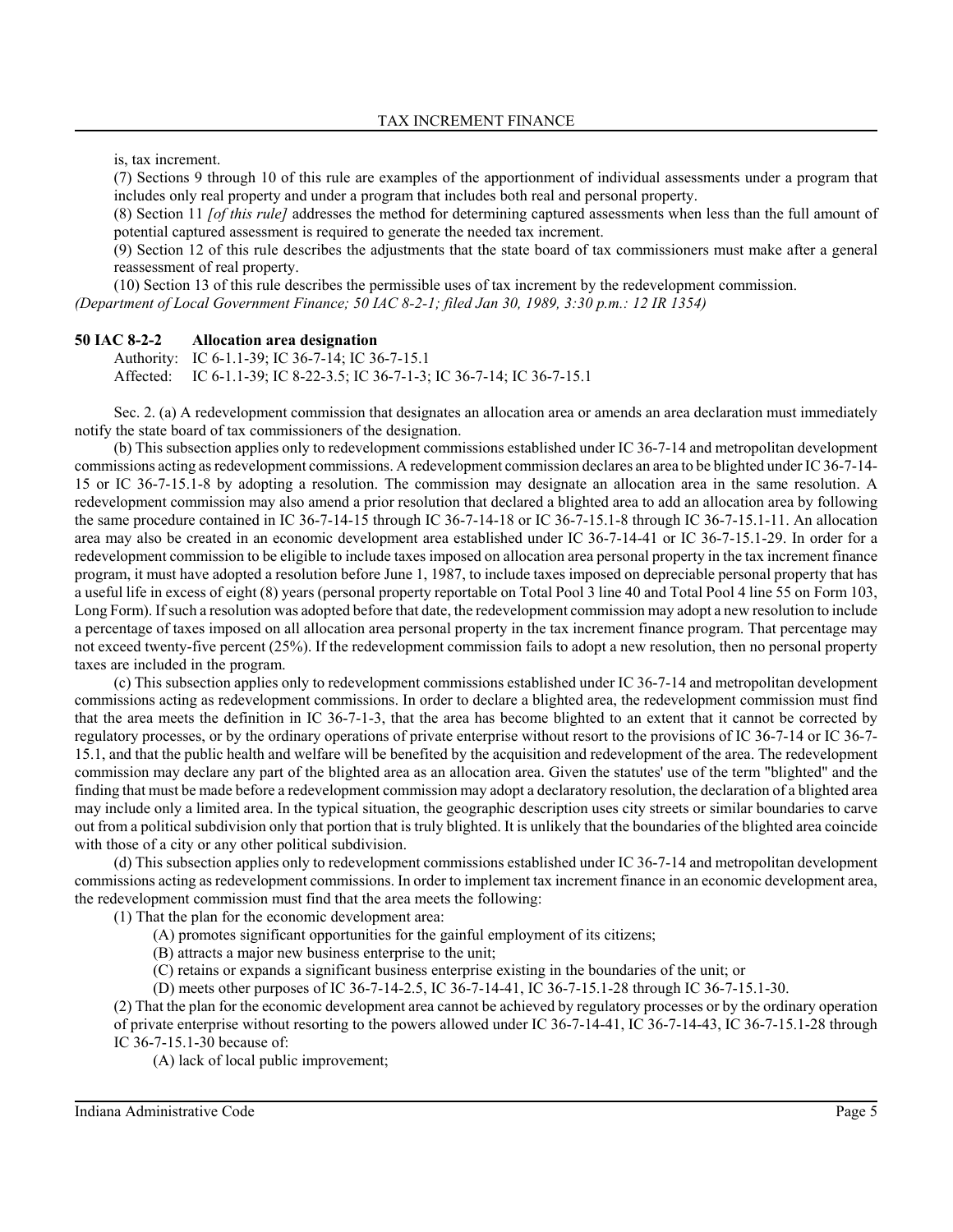is, tax increment.

(7) Sections 9 through 10 of this rule are examples of the apportionment of individual assessments under a program that includes only real property and under a program that includes both real and personal property.

(8) Section 11 *[of this rule]* addresses the method for determining captured assessments when less than the full amount of potential captured assessment is required to generate the needed tax increment.

(9) Section 12 of this rule describes the adjustments that the state board of tax commissioners must make after a general reassessment of real property.

(10) Section 13 of this rule describes the permissible uses of tax increment by the redevelopment commission.

*(Department of Local Government Finance; 50 IAC 8-2-1; filed Jan 30, 1989, 3:30 p.m.: 12 IR 1354)*

**50 IAC 8-2-2 Allocation area designation**

Authority: IC 6-1.1-39; IC 36-7-14; IC 36-7-15.1

Affected: IC 6-1.1-39; IC 8-22-3.5; IC 36-7-1-3; IC 36-7-14; IC 36-7-15.1

Sec. 2. (a) A redevelopment commission that designates an allocation area or amends an area declaration must immediately notify the state board of tax commissioners of the designation.

(b) This subsection applies only to redevelopment commissions established under IC 36-7-14 and metropolitan development commissions acting as redevelopment commissions. A redevelopment commission declares an area to be blighted under IC 36-7-14-15 or IC 36-7-15.1-8 by adopting a resolution. The commission may designate an allocation area in the same resolution. A redevelopment commission may also amend a prior resolution that declared a blighted area to add an allocation area by following the same procedure contained in IC 36-7-14-15 through IC 36-7-14-18 or IC 36-7-15.1-8 through IC 36-7-15.1-11. An allocation area may also be created in an economic development area established under IC 36-7-14-41 or IC 36-7-15.1-29. In order for a redevelopment commission to be eligible to include taxes imposed on allocation area personal property in the tax increment finance program, it must have adopted a resolution before June 1, 1987, to include taxes imposed on depreciable personal property that has a useful life in excess of eight (8) years (personal property reportable on Total Pool 3 line 40 and Total Pool 4 line 55 on Form 103, Long Form). If such a resolution was adopted before that date, the redevelopment commission may adopt a new resolution to include a percentage of taxes imposed on all allocation area personal property in the tax increment finance program. That percentage may not exceed twenty-five percent (25%). If the redevelopment commission fails to adopt a new resolution, then no personal property taxes are included in the program.

(c) This subsection applies only to redevelopment commissions established under IC 36-7-14 and metropolitan development commissions acting as redevelopment commissions. In order to declare a blighted area, the redevelopment commission must find that the area meets the definition in IC 36-7-1-3, that the area has become blighted to an extent that it cannot be corrected by regulatory processes, or by the ordinary operations of private enterprise without resort to the provisions of IC 36-7-14 or IC 36-7-15.1, and that the public health and welfare will be benefited by the acquisition and redevelopment of the area. The redevelopment commission may declare any part of the blighted area as an allocation area. Given the statutes' use of the term "blighted" and the finding that must be made before a redevelopment commission may adopt a declaratory resolution, the declaration of a blighted area may include only a limited area. In the typical situation, the geographic description uses city streets or similar boundaries to carve out from a political subdivision only that portion that is truly blighted. It is unlikely that the boundaries of the blighted area coincide with those of a city or any other political subdivision.

(d) This subsection applies only to redevelopment commissions established under IC 36-7-14 and metropolitan development commissions acting as redevelopment commissions. In order to implement tax increment finance in an economic development area, the redevelopment commission must find that the area meets the following:

(1) That the plan for the economic development area:

(A) promotes significant opportunities for the gainful employment of its citizens;

(B) attracts a major new business enterprise to the unit;

(C) retains or expands a significant business enterprise existing in the boundaries of the unit; or

(D) meets other purposes of IC 36-7-14-2.5, IC 36-7-14-41, IC 36-7-15.1-28 through IC 36-7-15.1-30.

(2) That the plan for the economic development area cannot be achieved by regulatory processes or by the ordinary operation of private enterprise without resorting to the powers allowed under IC 36-7-14-41, IC 36-7-14-43, IC 36-7-15.1-28 through IC 36-7-15.1-30 because of:

(A) lack of local public improvement;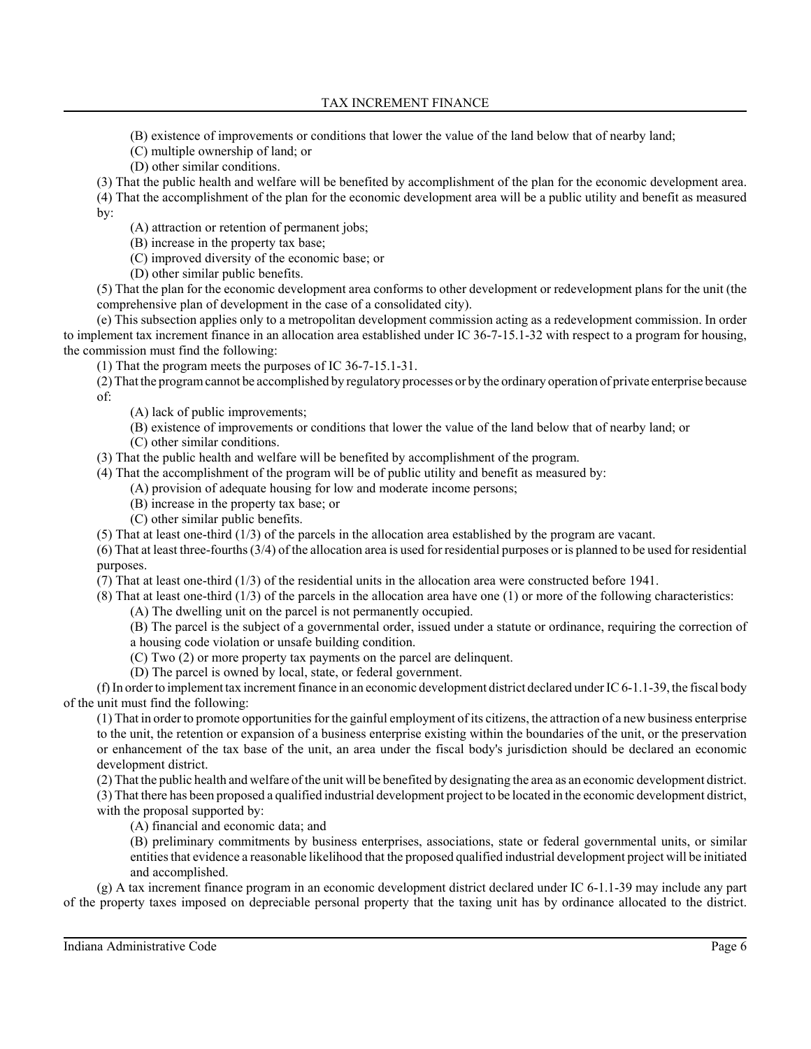(B) existence of improvements or conditions that lower the value of the land below that of nearby land;

(C) multiple ownership of land; or

(D) other similar conditions.

(3) That the public health and welfare will be benefited by accomplishment of the plan for the economic development area.

(4) That the accomplishment of the plan for the economic development area will be a public utility and benefit as measured by:

(A) attraction or retention of permanent jobs;

(B) increase in the property tax base;

(C) improved diversity of the economic base; or

(D) other similar public benefits.

(5) That the plan for the economic development area conforms to other development or redevelopment plans for the unit (the comprehensive plan of development in the case of a consolidated city).

(e) This subsection applies only to a metropolitan development commission acting as a redevelopment commission. In order to implement tax increment finance in an allocation area established under IC 36-7-15.1-32 with respect to a program for housing, the commission must find the following:

(1) That the program meets the purposes of IC 36-7-15.1-31.

(2) That the program cannot be accomplished by regulatory processes or by the ordinary operation of private enterprise because of:

(A) lack of public improvements;

(B) existence of improvements or conditions that lower the value of the land below that of nearby land; or

(C) other similar conditions.

(3) That the public health and welfare will be benefited by accomplishment of the program.

(4) That the accomplishment of the program will be of public utility and benefit as measured by:

(A) provision of adequate housing for low and moderate income persons;

(B) increase in the property tax base; or

(C) other similar public benefits.

(5) That at least one-third (1/3) of the parcels in the allocation area established by the program are vacant.

(6) That at least three-fourths (3/4) of the allocation area is used for residential purposes or is planned to be used for residential purposes.

(7) That at least one-third (1/3) of the residential units in the allocation area were constructed before 1941.

(8) That at least one-third (1/3) of the parcels in the allocation area have one (1) or more of the following characteristics:

(A) The dwelling unit on the parcel is not permanently occupied.

(B) The parcel is the subject of a governmental order, issued under a statute or ordinance, requiring the correction of a housing code violation or unsafe building condition.

(C) Two (2) or more property tax payments on the parcel are delinquent.

(D) The parcel is owned by local, state, or federal government.

(f) In order to implement tax increment finance in an economic development district declared under IC 6-1.1-39, the fiscal body of the unit must find the following:

(1) That in order to promote opportunities for the gainful employment of its citizens, the attraction of a new business enterprise to the unit, the retention or expansion of a business enterprise existing within the boundaries of the unit, or the preservation or enhancement of the tax base of the unit, an area under the fiscal body's jurisdiction should be declared an economic development district.

(2) That the public health and welfare of the unit will be benefited by designating the area as an economic development district.

(3) That there has been proposed a qualified industrial development project to be located in the economic development district, with the proposal supported by:

(A) financial and economic data; and

(B) preliminary commitments by business enterprises, associations, state or federal governmental units, or similar entities that evidence a reasonable likelihood that the proposed qualified industrial development project will be initiated and accomplished.

(g) A tax increment finance program in an economic development district declared under IC 6-1.1-39 may include any part of the property taxes imposed on depreciable personal property that the taxing unit has by ordinance allocated to the district.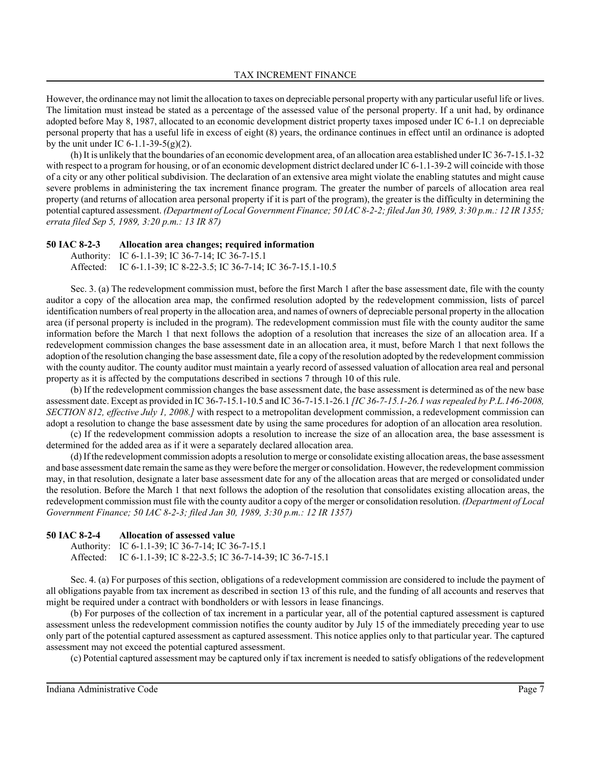However, the ordinance may not limit the allocation to taxes on depreciable personal property with any particular useful life or lives. The limitation must instead be stated as a percentage of the assessed value of the personal property. If a unit had, by ordinance adopted before May 8, 1987, allocated to an economic development district property taxes imposed under IC 6-1.1 on depreciable personal property that has a useful life in excess of eight (8) years, the ordinance continues in effect until an ordinance is adopted by the unit under IC 6-1.1-39-5(g)(2).

(h) It is unlikely that the boundaries of an economic development area, of an allocation area established under IC 36-7-15.1-32 with respect to a program for housing, or of an economic development district declared under IC 6-1.1-39-2 will coincide with those of a city or any other political subdivision. The declaration of an extensive area might violate the enabling statutes and might cause severe problems in administering the tax increment finance program. The greater the number of parcels of allocation area real property (and returns of allocation area personal property if it is part of the program), the greater is the difficulty in determining the potential captured assessment. *(Department of Local Government Finance; 50 IAC 8-2-2; filed Jan 30, 1989, 3:30 p.m.: 12 IR 1355; errata filed Sep 5, 1989, 3:20 p.m.: 13 IR 87)*

**50 IAC 8-2-3 Allocation area changes; required information**

Authority: IC 6-1.1-39; IC 36-7-14; IC 36-7-15.1
Affected: IC 6-1.1-39; IC 8-22-3.5; IC 36-7-14; IC 36-7-15.1-10.5

Sec. 3. (a) The redevelopment commission must, before the first March 1 after the base assessment date, file with the county auditor a copy of the allocation area map, the confirmed resolution adopted by the redevelopment commission, lists of parcel identification numbers of real property in the allocation area, and names of owners of depreciable personal property in the allocation area (if personal property is included in the program). The redevelopment commission must file with the county auditor the same information before the March 1 that next follows the adoption of a resolution that increases the size of an allocation area. If a redevelopment commission changes the base assessment date in an allocation area, it must, before March 1 that next follows the adoption of the resolution changing the base assessment date, file a copy of the resolution adopted by the redevelopment commission with the county auditor. The county auditor must maintain a yearly record of assessed valuation of allocation area real and personal property as it is affected by the computations described in sections 7 through 10 of this rule.

(b) If the redevelopment commission changes the base assessment date, the base assessment is determined as of the new base assessment date. Except as provided in IC 36-7-15.1-10.5 and IC 36-7-15.1-26.1 *[IC 36-7-15.1-26.1 was repealed by P.L.146-2008, SECTION 812, effective July 1, 2008.]* with respect to a metropolitan development commission, a redevelopment commission can adopt a resolution to change the base assessment date by using the same procedures for adoption of an allocation area resolution.

(c) If the redevelopment commission adopts a resolution to increase the size of an allocation area, the base assessment is determined for the added area as if it were a separately declared allocation area.

(d) If the redevelopment commission adopts a resolution to merge or consolidate existing allocation areas, the base assessment and base assessment date remain the same as they were before the merger or consolidation. However, the redevelopment commission may, in that resolution, designate a later base assessment date for any of the allocation areas that are merged or consolidated under the resolution. Before the March 1 that next follows the adoption of the resolution that consolidates existing allocation areas, the redevelopment commission must file with the county auditor a copy of the merger or consolidation resolution. *(Department of Local Government Finance; 50 IAC 8-2-3; filed Jan 30, 1989, 3:30 p.m.: 12 IR 1357)*

**50 IAC 8-2-4 Allocation of assessed value**

Authority: IC 6-1.1-39; IC 36-7-14; IC 36-7-15.1
Affected: IC 6-1.1-39; IC 8-22-3.5; IC 36-7-14-39; IC 36-7-15.1

Sec. 4. (a) For purposes of this section, obligations of a redevelopment commission are considered to include the payment of all obligations payable from tax increment as described in section 13 of this rule, and the funding of all accounts and reserves that might be required under a contract with bondholders or with lessors in lease financings.

(b) For purposes of the collection of tax increment in a particular year, all of the potential captured assessment is captured assessment unless the redevelopment commission notifies the county auditor by July 15 of the immediately preceding year to use only part of the potential captured assessment as captured assessment. This notice applies only to that particular year. The captured assessment may not exceed the potential captured assessment.

(c) Potential captured assessment may be captured only if tax increment is needed to satisfy obligations of the redevelopment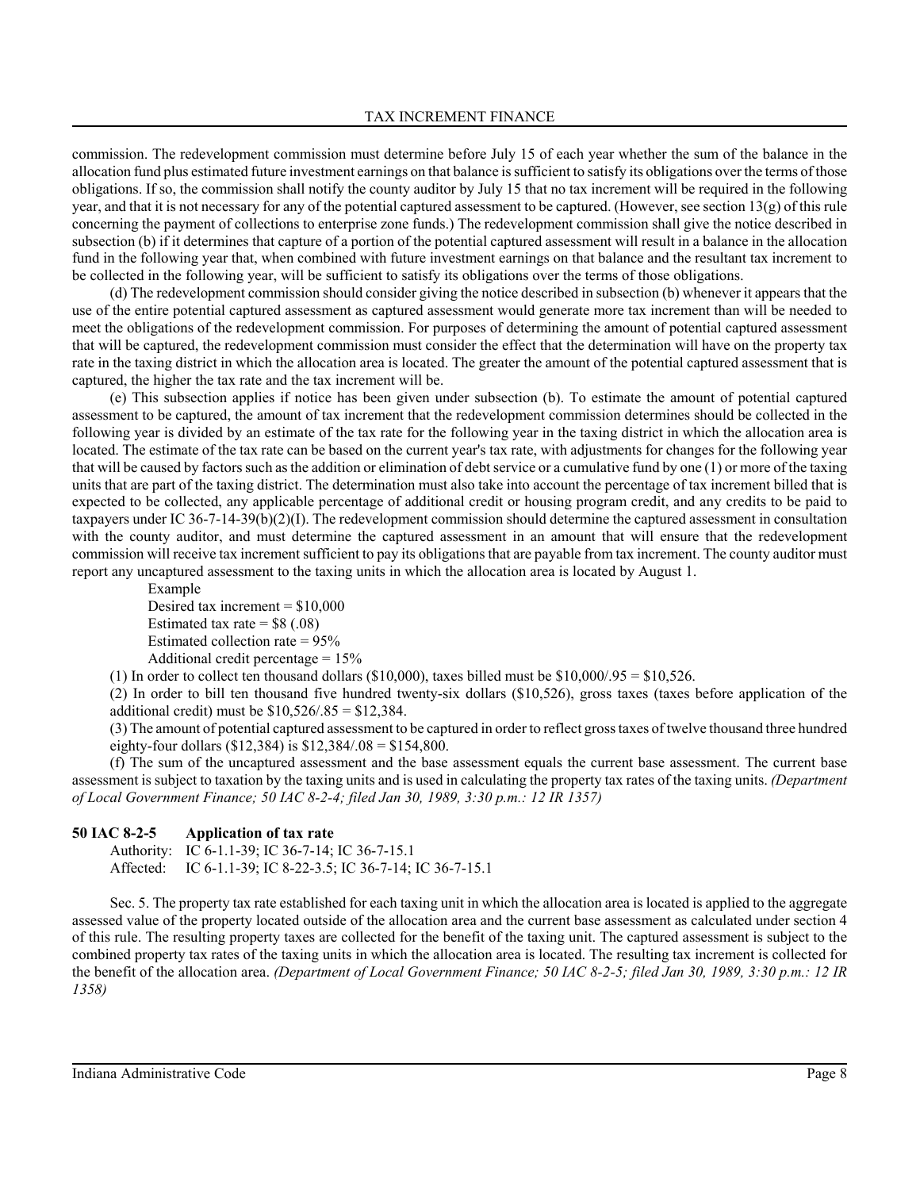commission. The redevelopment commission must determine before July 15 of each year whether the sum of the balance in the allocation fund plus estimated future investment earnings on that balance is sufficient to satisfy its obligations over the terms of those obligations. If so, the commission shall notify the county auditor by July 15 that no tax increment will be required in the following year, and that it is not necessary for any of the potential captured assessment to be captured. (However, see section 13(g) of this rule concerning the payment of collections to enterprise zone funds.) The redevelopment commission shall give the notice described in subsection (b) if it determines that capture of a portion of the potential captured assessment will result in a balance in the allocation fund in the following year that, when combined with future investment earnings on that balance and the resultant tax increment to be collected in the following year, will be sufficient to satisfy its obligations over the terms of those obligations.

(d) The redevelopment commission should consider giving the notice described in subsection (b) whenever it appears that the use of the entire potential captured assessment as captured assessment would generate more tax increment than will be needed to meet the obligations of the redevelopment commission. For purposes of determining the amount of potential captured assessment that will be captured, the redevelopment commission must consider the effect that the determination will have on the property tax rate in the taxing district in which the allocation area is located. The greater the amount of the potential captured assessment that is captured, the higher the tax rate and the tax increment will be.

(e) This subsection applies if notice has been given under subsection (b). To estimate the amount of potential captured assessment to be captured, the amount of tax increment that the redevelopment commission determines should be collected in the following year is divided by an estimate of the tax rate for the following year in the taxing district in which the allocation area is located. The estimate of the tax rate can be based on the current year's tax rate, with adjustments for changes for the following year that will be caused by factors such as the addition or elimination of debt service or a cumulative fund by one (1) or more of the taxing units that are part of the taxing district. The determination must also take into account the percentage of tax increment billed that is expected to be collected, any applicable percentage of additional credit or housing program credit, and any credits to be paid to taxpayers under IC 36-7-14-39(b)(2)(I). The redevelopment commission should determine the captured assessment in consultation with the county auditor, and must determine the captured assessment in an amount that will ensure that the redevelopment commission will receive tax increment sufficient to pay its obligations that are payable from tax increment. The county auditor must report any uncaptured assessment to the taxing units in which the allocation area is located by August 1.

Example
Desired tax increment = $10,000
Estimated tax rate = $8 (.08)
Estimated collection rate = 95%
Additional credit percentage = 15%

(1) In order to collect ten thousand dollars ($10,000), taxes billed must be $10,000/.95 = $10,526.

(2) In order to bill ten thousand five hundred twenty-six dollars ($10,526), gross taxes (taxes before application of the additional credit) must be $10,526/.85 = $12,384.

(3) The amount of potential captured assessment to be captured in order to reflect gross taxes of twelve thousand three hundred eighty-four dollars ($12,384) is $12,384/.08 = $154,800.

(f) The sum of the uncaptured assessment and the base assessment equals the current base assessment. The current base assessment is subject to taxation by the taxing units and is used in calculating the property tax rates of the taxing units. *(Department of Local Government Finance; 50 IAC 8-2-4; filed Jan 30, 1989, 3:30 p.m.: 12 IR 1357)*

**50 IAC 8-2-5 Application of tax rate**

Authority: IC 6-1.1-39; IC 36-7-14; IC 36-7-15.1
Affected: IC 6-1.1-39; IC 8-22-3.5; IC 36-7-14; IC 36-7-15.1

Sec. 5. The property tax rate established for each taxing unit in which the allocation area is located is applied to the aggregate assessed value of the property located outside of the allocation area and the current base assessment as calculated under section 4 of this rule. The resulting property taxes are collected for the benefit of the taxing unit. The captured assessment is subject to the combined property tax rates of the taxing units in which the allocation area is located. The resulting tax increment is collected for the benefit of the allocation area. *(Department of Local Government Finance; 50 IAC 8-2-5; filed Jan 30, 1989, 3:30 p.m.: 12 IR 1358)*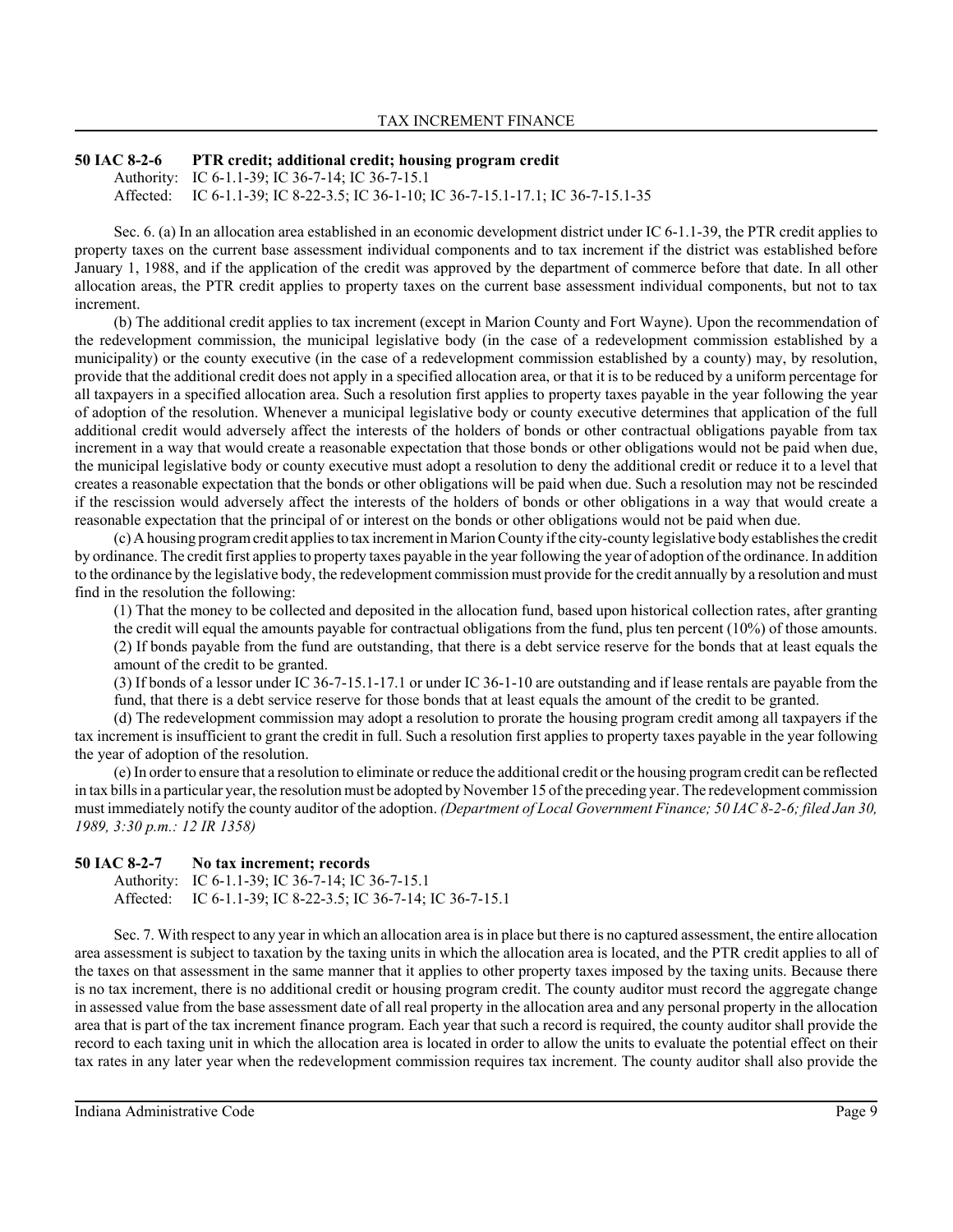### 50 IAC 8-2-6 PTR credit; additional credit; housing program credit

Authority: IC 6-1.1-39; IC 36-7-14; IC 36-7-15.1
Affected: IC 6-1.1-39; IC 8-22-3.5; IC 36-1-10; IC 36-7-15.1-17.1; IC 36-7-15.1-35

Sec. 6. (a) In an allocation area established in an economic development district under IC 6-1.1-39, the PTR credit applies to property taxes on the current base assessment individual components and to tax increment if the district was established before January 1, 1988, and if the application of the credit was approved by the department of commerce before that date. In all other allocation areas, the PTR credit applies to property taxes on the current base assessment individual components, but not to tax increment.

(b) The additional credit applies to tax increment (except in Marion County and Fort Wayne). Upon the recommendation of the redevelopment commission, the municipal legislative body (in the case of a redevelopment commission established by a municipality) or the county executive (in the case of a redevelopment commission established by a county) may, by resolution, provide that the additional credit does not apply in a specified allocation area, or that it is to be reduced by a uniform percentage for all taxpayers in a specified allocation area. Such a resolution first applies to property taxes payable in the year following the year of adoption of the resolution. Whenever a municipal legislative body or county executive determines that application of the full additional credit would adversely affect the interests of the holders of bonds or other contractual obligations payable from tax increment in a way that would create a reasonable expectation that those bonds or other obligations would not be paid when due, the municipal legislative body or county executive must adopt a resolution to deny the additional credit or reduce it to a level that creates a reasonable expectation that the bonds or other obligations will be paid when due. Such a resolution may not be rescinded if the rescission would adversely affect the interests of the holders of bonds or other obligations in a way that would create a reasonable expectation that the principal of or interest on the bonds or other obligations would not be paid when due.

(c) A housing program credit applies to tax increment in Marion County if the city-county legislative body establishes the credit by ordinance. The credit first applies to property taxes payable in the year following the year of adoption of the ordinance. In addition to the ordinance by the legislative body, the redevelopment commission must provide for the credit annually by a resolution and must find in the resolution the following:

(1) That the money to be collected and deposited in the allocation fund, based upon historical collection rates, after granting the credit will equal the amounts payable for contractual obligations from the fund, plus ten percent (10%) of those amounts.
(2) If bonds payable from the fund are outstanding, that there is a debt service reserve for the bonds that at least equals the amount of the credit to be granted.
(3) If bonds of a lessor under IC 36-7-15.1-17.1 or under IC 36-1-10 are outstanding and if lease rentals are payable from the fund, that there is a debt service reserve for those bonds that at least equals the amount of the credit to be granted.

(d) The redevelopment commission may adopt a resolution to prorate the housing program credit among all taxpayers if the tax increment is insufficient to grant the credit in full. Such a resolution first applies to property taxes payable in the year following the year of adoption of the resolution.

(e) In order to ensure that a resolution to eliminate or reduce the additional credit or the housing program credit can be reflected in tax bills in a particular year, the resolution must be adopted by November 15 of the preceding year. The redevelopment commission must immediately notify the county auditor of the adoption. *(Department of Local Government Finance; 50 IAC 8-2-6; filed Jan 30, 1989, 3:30 p.m.: 12 IR 1358)*

### 50 IAC 8-2-7 No tax increment; records

Authority: IC 6-1.1-39; IC 36-7-14; IC 36-7-15.1
Affected: IC 6-1.1-39; IC 8-22-3.5; IC 36-7-14; IC 36-7-15.1

Sec. 7. With respect to any year in which an allocation area is in place but there is no captured assessment, the entire allocation area assessment is subject to taxation by the taxing units in which the allocation area is located, and the PTR credit applies to all of the taxes on that assessment in the same manner that it applies to other property taxes imposed by the taxing units. Because there is no tax increment, there is no additional credit or housing program credit. The county auditor must record the aggregate change in assessed value from the base assessment date of all real property in the allocation area and any personal property in the allocation area that is part of the tax increment finance program. Each year that such a record is required, the county auditor shall provide the record to each taxing unit in which the allocation area is located in order to allow the units to evaluate the potential effect on their tax rates in any later year when the redevelopment commission requires tax increment. The county auditor shall also provide the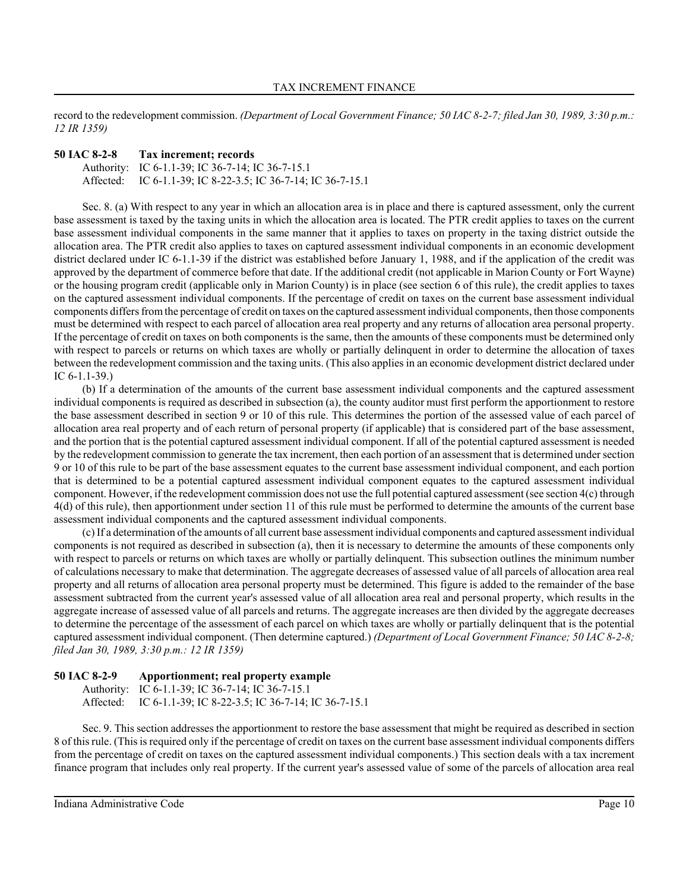record to the redevelopment commission. *(Department of Local Government Finance; 50 IAC 8-2-7; filed Jan 30, 1989, 3:30 p.m.: 12 IR 1359)*

**50 IAC 8-2-8 Tax increment; records**

Authority: IC 6-1.1-39; IC 36-7-14; IC 36-7-15.1
Affected: IC 6-1.1-39; IC 8-22-3.5; IC 36-7-14; IC 36-7-15.1

Sec. 8. (a) With respect to any year in which an allocation area is in place and there is captured assessment, only the current base assessment is taxed by the taxing units in which the allocation area is located. The PTR credit applies to taxes on the current base assessment individual components in the same manner that it applies to taxes on property in the taxing district outside the allocation area. The PTR credit also applies to taxes on captured assessment individual components in an economic development district declared under IC 6-1.1-39 if the district was established before January 1, 1988, and if the application of the credit was approved by the department of commerce before that date. If the additional credit (not applicable in Marion County or Fort Wayne) or the housing program credit (applicable only in Marion County) is in place (see section 6 of this rule), the credit applies to taxes on the captured assessment individual components. If the percentage of credit on taxes on the current base assessment individual components differs from the percentage of credit on taxes on the captured assessment individual components, then those components must be determined with respect to each parcel of allocation area real property and any returns of allocation area personal property. If the percentage of credit on taxes on both components is the same, then the amounts of these components must be determined only with respect to parcels or returns on which taxes are wholly or partially delinquent in order to determine the allocation of taxes between the redevelopment commission and the taxing units. (This also applies in an economic development district declared under IC 6-1.1-39.)

(b) If a determination of the amounts of the current base assessment individual components and the captured assessment individual components is required as described in subsection (a), the county auditor must first perform the apportionment to restore the base assessment described in section 9 or 10 of this rule. This determines the portion of the assessed value of each parcel of allocation area real property and of each return of personal property (if applicable) that is considered part of the base assessment, and the portion that is the potential captured assessment individual component. If all of the potential captured assessment is needed by the redevelopment commission to generate the tax increment, then each portion of an assessment that is determined under section 9 or 10 of this rule to be part of the base assessment equates to the current base assessment individual component, and each portion that is determined to be a potential captured assessment individual component equates to the captured assessment individual component. However, if the redevelopment commission does not use the full potential captured assessment (see section 4(c) through 4(d) of this rule), then apportionment under section 11 of this rule must be performed to determine the amounts of the current base assessment individual components and the captured assessment individual components.

(c) If a determination of the amounts of all current base assessment individual components and captured assessment individual components is not required as described in subsection (a), then it is necessary to determine the amounts of these components only with respect to parcels or returns on which taxes are wholly or partially delinquent. This subsection outlines the minimum number of calculations necessary to make that determination. The aggregate decreases of assessed value of all parcels of allocation area real property and all returns of allocation area personal property must be determined. This figure is added to the remainder of the base assessment subtracted from the current year's assessed value of all allocation area real and personal property, which results in the aggregate increase of assessed value of all parcels and returns. The aggregate increases are then divided by the aggregate decreases to determine the percentage of the assessment of each parcel on which taxes are wholly or partially delinquent that is the potential captured assessment individual component. (Then determine captured.) *(Department of Local Government Finance; 50 IAC 8-2-8; filed Jan 30, 1989, 3:30 p.m.: 12 IR 1359)*

**50 IAC 8-2-9 Apportionment; real property example**

Authority: IC 6-1.1-39; IC 36-7-14; IC 36-7-15.1
Affected: IC 6-1.1-39; IC 8-22-3.5; IC 36-7-14; IC 36-7-15.1

Sec. 9. This section addresses the apportionment to restore the base assessment that might be required as described in section 8 of this rule. (This is required only if the percentage of credit on taxes on the current base assessment individual components differs from the percentage of credit on taxes on the captured assessment individual components.) This section deals with a tax increment finance program that includes only real property. If the current year's assessed value of some of the parcels of allocation area real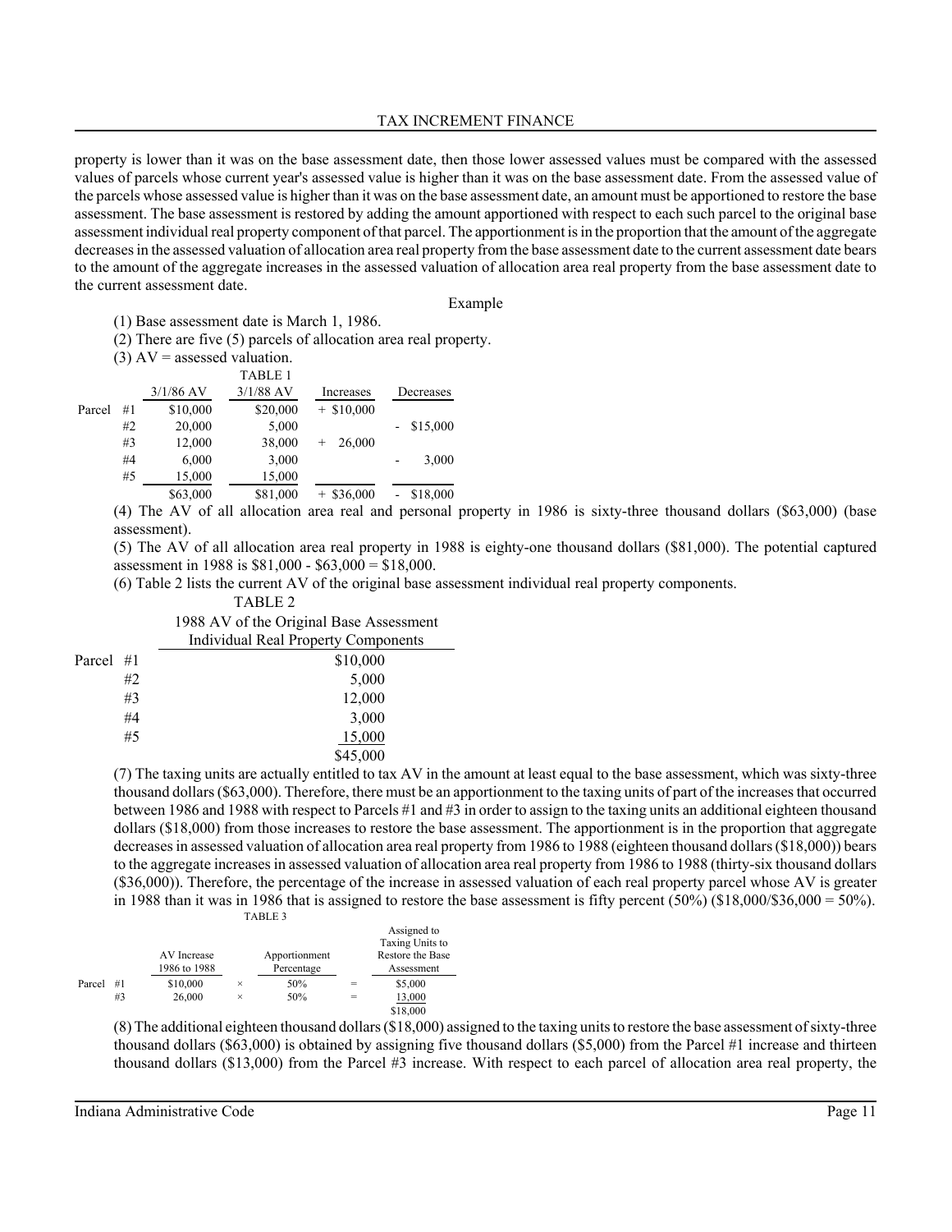property is lower than it was on the base assessment date, then those lower assessed values must be compared with the assessed values of parcels whose current year's assessed value is higher than it was on the base assessment date. From the assessed value of the parcels whose assessed value is higher than it was on the base assessment date, an amount must be apportioned to restore the base assessment. The base assessment is restored by adding the amount apportioned with respect to each such parcel to the original base assessment individual real property component of that parcel. The apportionment is in the proportion that the amount of the aggregate decreases in the assessed valuation of allocation area real property from the base assessment date to the current assessment date bears to the amount of the aggregate increases in the assessed valuation of allocation area real property from the base assessment date to the current assessment date.

Example

(1) Base assessment date is March 1, 1986.

(2) There are five (5) parcels of allocation area real property.

(3) AV = assessed valuation.

TABLE 1

| | 3/1/86 AV | 3/1/88 AV | Increases | Decreases |
|---|---|---|---|---|
| Parcel #1 | $10,000 | $20,000 | + $10,000 | |
| #2 | 20,000 | 5,000 | | - $15,000 |
| #3 | 12,000 | 38,000 | + 26,000 | |
| #4 | 6,000 | 3,000 | | - 3,000 |
| #5 | 15,000 | 15,000 | | |
| | $63,000 | $81,000 | + $36,000 | - $18,000 |

(4) The AV of all allocation area real and personal property in 1986 is sixty-three thousand dollars ($63,000) (base assessment).

(5) The AV of all allocation area real property in 1988 is eighty-one thousand dollars ($81,000). The potential captured assessment in 1988 is $81,000 - $63,000 = $18,000.

(6) Table 2 lists the current AV of the original base assessment individual real property components.

TABLE 2

| | 1988 AV of the Original Base Assessment Individual Real Property Components |
|---|---|
| Parcel #1 | $10,000 |
| #2 | 5,000 |
| #3 | 12,000 |
| #4 | 3,000 |
| #5 | 15,000 |
| | $45,000 |

(7) The taxing units are actually entitled to tax AV in the amount at least equal to the base assessment, which was sixty-three thousand dollars ($63,000). Therefore, there must be an apportionment to the taxing units of part of the increases that occurred between 1986 and 1988 with respect to Parcels #1 and #3 in order to assign to the taxing units an additional eighteen thousand dollars ($18,000) from those increases to restore the base assessment. The apportionment is in the proportion that aggregate decreases in assessed valuation of allocation area real property from 1986 to 1988 (eighteen thousand dollars ($18,000)) bears to the aggregate increases in assessed valuation of allocation area real property from 1986 to 1988 (thirty-six thousand dollars ($36,000)). Therefore, the percentage of the increase in assessed valuation of each real property parcel whose AV is greater in 1988 than it was in 1986 that is assigned to restore the base assessment is fifty percent (50%) ($18,000/$36,000 = 50%).

TABLE 3

| | AV Increase 1986 to 1988 | | Apportionment Percentage | | Assigned to Taxing Units to Restore the Base Assessment |
|---|---|---|---|---|---|
| Parcel #1 | $10,000 | × | 50% | = | $5,000 |
| #3 | 26,000 | × | 50% | = | 13,000 |
| | | | | | $18,000 |

(8) The additional eighteen thousand dollars ($18,000) assigned to the taxing units to restore the base assessment of sixty-three thousand dollars ($63,000) is obtained by assigning five thousand dollars ($5,000) from the Parcel #1 increase and thirteen thousand dollars ($13,000) from the Parcel #3 increase. With respect to each parcel of allocation area real property, the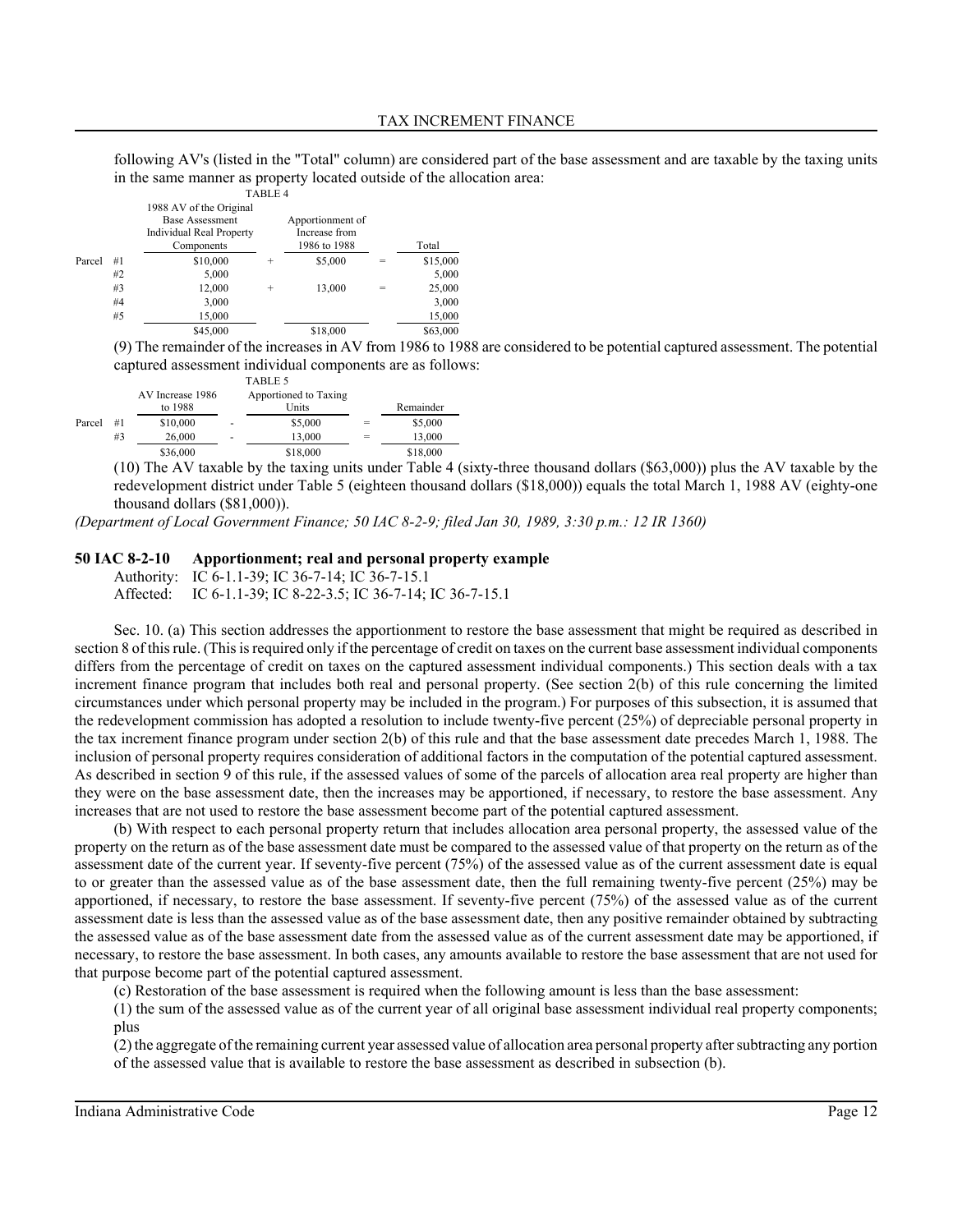following AV's (listed in the "Total" column) are considered part of the base assessment and are taxable by the taxing units in the same manner as property located outside of the allocation area:

TABLE 4

| | | 1988 AV of the Original Base Assessment Individual Real Property Components | | Apportionment of Increase from 1986 to 1988 | | Total |
|---|---|---|---|---|---|---|
| Parcel | #1 | $10,000 | + | $5,000 | = | $15,000 |
| | #2 | 5,000 | | | | 5,000 |
| | #3 | 12,000 | + | 13,000 | = | 25,000 |
| | #4 | 3,000 | | | | 3,000 |
| | #5 | 15,000 | | | | 15,000 |
| | | $45,000 | | $18,000 | | $63,000 |

(9) The remainder of the increases in AV from 1986 to 1988 are considered to be potential captured assessment. The potential captured assessment individual components are as follows:

TABLE 5

| | | AV Increase 1986 to 1988 | | Apportioned to Taxing Units | | Remainder |
|---|---|---|---|---|---|---|
| Parcel | #1 | $10,000 | - | $5,000 | = | $5,000 |
| | #3 | 26,000 | - | 13,000 | = | 13,000 |
| | | $36,000 | | $18,000 | | $18,000 |

(10) The AV taxable by the taxing units under Table 4 (sixty-three thousand dollars ($63,000)) plus the AV taxable by the redevelopment district under Table 5 (eighteen thousand dollars ($18,000)) equals the total March 1, 1988 AV (eighty-one thousand dollars ($81,000)).

*(Department of Local Government Finance; 50 IAC 8-2-9; filed Jan 30, 1989, 3:30 p.m.: 12 IR 1360)*

### 50 IAC 8-2-10 Apportionment; real and personal property example

Authority: IC 6-1.1-39; IC 36-7-14; IC 36-7-15.1
Affected: IC 6-1.1-39; IC 8-22-3.5; IC 36-7-14; IC 36-7-15.1

Sec. 10. (a) This section addresses the apportionment to restore the base assessment that might be required as described in section 8 of this rule. (This is required only if the percentage of credit on taxes on the current base assessment individual components differs from the percentage of credit on taxes on the captured assessment individual components.) This section deals with a tax increment finance program that includes both real and personal property. (See section 2(b) of this rule concerning the limited circumstances under which personal property may be included in the program.) For purposes of this subsection, it is assumed that the redevelopment commission has adopted a resolution to include twenty-five percent (25%) of depreciable personal property in the tax increment finance program under section 2(b) of this rule and that the base assessment date precedes March 1, 1988. The inclusion of personal property requires consideration of additional factors in the computation of the potential captured assessment. As described in section 9 of this rule, if the assessed values of some of the parcels of allocation area real property are higher than they were on the base assessment date, then the increases may be apportioned, if necessary, to restore the base assessment. Any increases that are not used to restore the base assessment become part of the potential captured assessment.

(b) With respect to each personal property return that includes allocation area personal property, the assessed value of the property on the return as of the base assessment date must be compared to the assessed value of that property on the return as of the assessment date of the current year. If seventy-five percent (75%) of the assessed value as of the current assessment date is equal to or greater than the assessed value as of the base assessment date, then the full remaining twenty-five percent (25%) may be apportioned, if necessary, to restore the base assessment. If seventy-five percent (75%) of the assessed value as of the current assessment date is less than the assessed value as of the base assessment date, then any positive remainder obtained by subtracting the assessed value as of the base assessment date from the assessed value as of the current assessment date may be apportioned, if necessary, to restore the base assessment. In both cases, any amounts available to restore the base assessment that are not used for that purpose become part of the potential captured assessment.

(c) Restoration of the base assessment is required when the following amount is less than the base assessment:

(1) the sum of the assessed value as of the current year of all original base assessment individual real property components; plus

(2) the aggregate of the remaining current year assessed value of allocation area personal property after subtracting any portion of the assessed value that is available to restore the base assessment as described in subsection (b).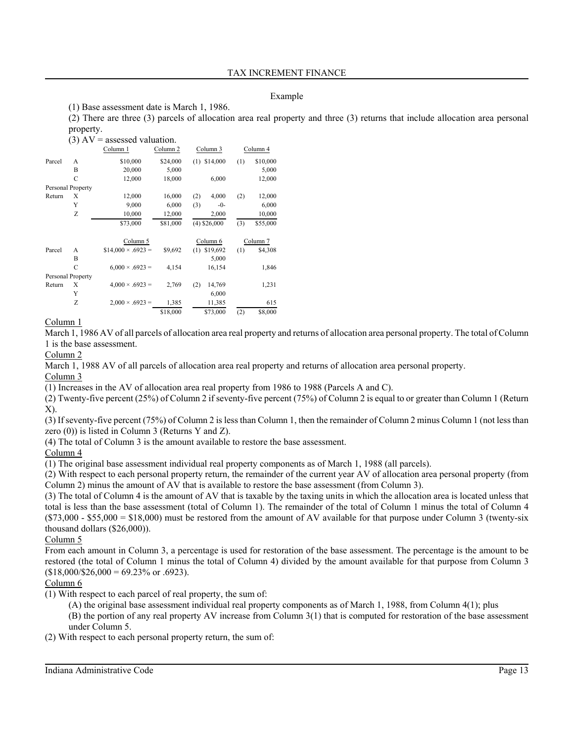Example

(1) Base assessment date is March 1, 1986.

(2) There are three (3) parcels of allocation area real property and three (3) returns that include allocation area personal property.

(3) AV = assessed valuation.

| | | Column 1 | Column 2 | Column 3 | Column 4 |
|---|---|---|---|---|---|
| Parcel | A | \$10,000 | \$24,000 | (1) \$14,000 | (1) \$10,000 |
| | B | 20,000 | 5,000 | | 5,000 |
| | C | 12,000 | 18,000 | 6,000 | 12,000 |
| Personal Property | | | | | |
| Return | X | 12,000 | 16,000 | (2) 4,000 | (2) 12,000 |
| | Y | 9,000 | 6,000 | (3) -0- | 6,000 |
| | Z | 10,000 | 12,000 | 2,000 | 10,000 |
| | | \$73,000 | \$81,000 | (4) \$26,000 | (3) \$55,000 |

| | | Column 5 | | Column 6 | Column 7 |
|---|---|---|---|---|---|
| Parcel | A | \$14,000 × .6923 = | \$9,692 | (1) \$19,692 | (1) \$4,308 |
| | B | | | 5,000 | |
| | C | 6,000 × .6923 = | 4,154 | 16,154 | 1,846 |
| Personal Property | | | | | |
| Return | X | 4,000 × .6923 = | 2,769 | (2) 14,769 | 1,231 |
| | Y | | | 6,000 | |
| | Z | 2,000 × .6923 = | 1,385 | 11,385 | 615 |
| | | | \$18,000 | \$73,000 | (2) \$8,000 |

Column 1

March 1, 1986 AV of all parcels of allocation area real property and returns of allocation area personal property. The total of Column 1 is the base assessment.

Column 2

March 1, 1988 AV of all parcels of allocation area real property and returns of allocation area personal property.

Column 3

(1) Increases in the AV of allocation area real property from 1986 to 1988 (Parcels A and C).

(2) Twenty-five percent (25%) of Column 2 if seventy-five percent (75%) of Column 2 is equal to or greater than Column 1 (Return X).

(3) If seventy-five percent (75%) of Column 2 is less than Column 1, then the remainder of Column 2 minus Column 1 (not less than zero (0)) is listed in Column 3 (Returns Y and Z).

(4) The total of Column 3 is the amount available to restore the base assessment.

Column 4

(1) The original base assessment individual real property components as of March 1, 1988 (all parcels).

(2) With respect to each personal property return, the remainder of the current year AV of allocation area personal property (from Column 2) minus the amount of AV that is available to restore the base assessment (from Column 3).

(3) The total of Column 4 is the amount of AV that is taxable by the taxing units in which the allocation area is located unless that total is less than the base assessment (total of Column 1). The remainder of the total of Column 1 minus the total of Column 4 (\$73,000 - \$55,000 = \$18,000) must be restored from the amount of AV available for that purpose under Column 3 (twenty-six thousand dollars (\$26,000)).

Column 5

From each amount in Column 3, a percentage is used for restoration of the base assessment. The percentage is the amount to be restored (the total of Column 1 minus the total of Column 4) divided by the amount available for that purpose from Column 3 (\$18,000/\$26,000 = 69.23% or .6923).

Column 6

(1) With respect to each parcel of real property, the sum of:

(A) the original base assessment individual real property components as of March 1, 1988, from Column 4(1); plus

(B) the portion of any real property AV increase from Column 3(1) that is computed for restoration of the base assessment under Column 5.

(2) With respect to each personal property return, the sum of: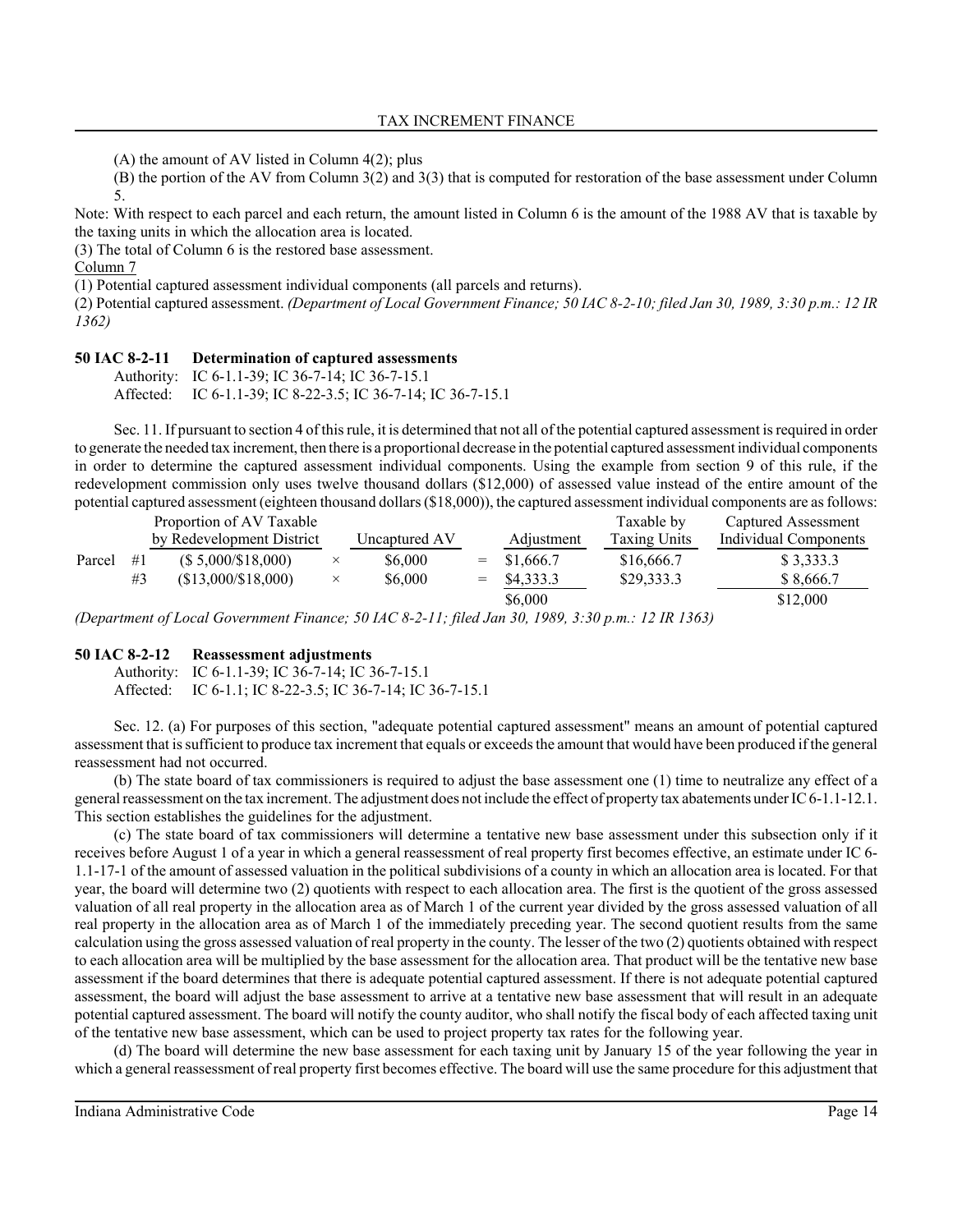(A) the amount of AV listed in Column 4(2); plus

(B) the portion of the AV from Column 3(2) and 3(3) that is computed for restoration of the base assessment under Column 5.

Note: With respect to each parcel and each return, the amount listed in Column 6 is the amount of the 1988 AV that is taxable by the taxing units in which the allocation area is located.

(3) The total of Column 6 is the restored base assessment.

Column 7

(1) Potential captured assessment individual components (all parcels and returns).

(2) Potential captured assessment. *(Department of Local Government Finance; 50 IAC 8-2-10; filed Jan 30, 1989, 3:30 p.m.: 12 IR 1362)*

## 50 IAC 8-2-11 Determination of captured assessments

Authority: IC 6-1.1-39; IC 36-7-14; IC 36-7-15.1
Affected: IC 6-1.1-39; IC 8-22-3.5; IC 36-7-14; IC 36-7-15.1

Sec. 11. If pursuant to section 4 of this rule, it is determined that not all of the potential captured assessment is required in order to generate the needed tax increment, then there is a proportional decrease in the potential captured assessment individual components in order to determine the captured assessment individual components. Using the example from section 9 of this rule, if the redevelopment commission only uses twelve thousand dollars ($12,000) of assessed value instead of the entire amount of the potential captured assessment (eighteen thousand dollars ($18,000)), the captured assessment individual components are as follows:

| | | Proportion of AV Taxable by Redevelopment District | | Uncaptured AV | | Adjustment | Taxable by Taxing Units | Captured Assessment Individual Components |
|---|---|---|---|---|---|---|---|---|
| Parcel | #1 | ($ 5,000/$18,000) | × | $6,000 | = | $1,666.7 | $16,666.7 | $ 3,333.3 |
| | #3 | ($13,000/$18,000) | × | $6,000 | = | $4,333.3 | $29,333.3 | $ 8,666.7 |
| | | | | | | $6,000 | | $12,000 |

*(Department of Local Government Finance; 50 IAC 8-2-11; filed Jan 30, 1989, 3:30 p.m.: 12 IR 1363)*

## 50 IAC 8-2-12 Reassessment adjustments

Authority: IC 6-1.1-39; IC 36-7-14; IC 36-7-15.1
Affected: IC 6-1.1; IC 8-22-3.5; IC 36-7-14; IC 36-7-15.1

Sec. 12. (a) For purposes of this section, "adequate potential captured assessment" means an amount of potential captured assessment that is sufficient to produce tax increment that equals or exceeds the amount that would have been produced if the general reassessment had not occurred.

(b) The state board of tax commissioners is required to adjust the base assessment one (1) time to neutralize any effect of a general reassessment on the tax increment. The adjustment does not include the effect of property tax abatements under IC 6-1.1-12.1. This section establishes the guidelines for the adjustment.

(c) The state board of tax commissioners will determine a tentative new base assessment under this subsection only if it receives before August 1 of a year in which a general reassessment of real property first becomes effective, an estimate under IC 6-1.1-17-1 of the amount of assessed valuation in the political subdivisions of a county in which an allocation area is located. For that year, the board will determine two (2) quotients with respect to each allocation area. The first is the quotient of the gross assessed valuation of all real property in the allocation area as of March 1 of the current year divided by the gross assessed valuation of all real property in the allocation area as of March 1 of the immediately preceding year. The second quotient results from the same calculation using the gross assessed valuation of real property in the county. The lesser of the two (2) quotients obtained with respect to each allocation area will be multiplied by the base assessment for the allocation area. That product will be the tentative new base assessment if the board determines that there is adequate potential captured assessment. If there is not adequate potential captured assessment, the board will adjust the base assessment to arrive at a tentative new base assessment that will result in an adequate potential captured assessment. The board will notify the county auditor, who shall notify the fiscal body of each affected taxing unit of the tentative new base assessment, which can be used to project property tax rates for the following year.

(d) The board will determine the new base assessment for each taxing unit by January 15 of the year following the year in which a general reassessment of real property first becomes effective. The board will use the same procedure for this adjustment that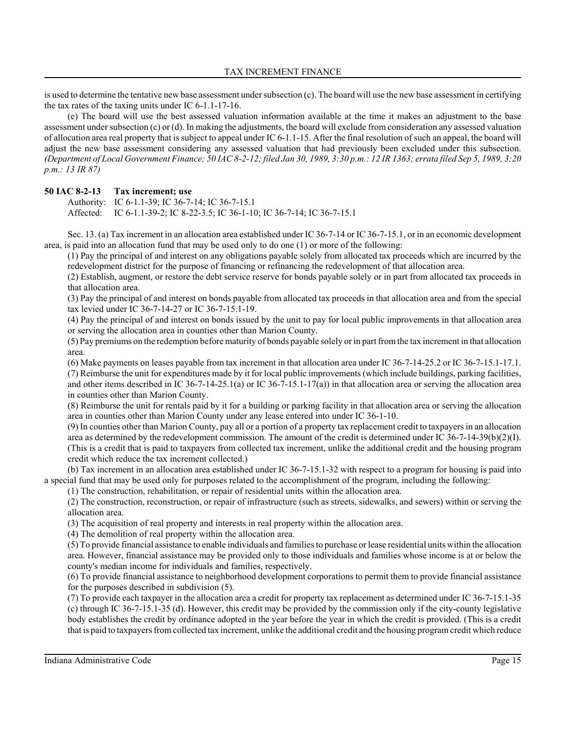is used to determine the tentative new base assessment under subsection (c). The board will use the new base assessment in certifying the tax rates of the taxing units under IC 6-1.1-17-16.

(e) The board will use the best assessed valuation information available at the time it makes an adjustment to the base assessment under subsection (c) or (d). In making the adjustments, the board will exclude from consideration any assessed valuation of allocation area real property that is subject to appeal under IC 6-1.1-15. After the final resolution of such an appeal, the board will adjust the new base assessment considering any assessed valuation that had previously been excluded under this subsection. *(Department of Local Government Finance; 50 IAC 8-2-12; filed Jan 30, 1989, 3:30 p.m.: 12 IR 1363; errata filed Sep 5, 1989, 3:20 p.m.: 13 IR 87)*

**50 IAC 8-2-13 Tax increment; use**

Authority: IC 6-1.1-39; IC 36-7-14; IC 36-7-15.1
Affected: IC 6-1.1-39-2; IC 8-22-3.5; IC 36-1-10; IC 36-7-14; IC 36-7-15.1

Sec. 13. (a) Tax increment in an allocation area established under IC 36-7-14 or IC 36-7-15.1, or in an economic development area, is paid into an allocation fund that may be used only to do one (1) or more of the following:

(1) Pay the principal of and interest on any obligations payable solely from allocated tax proceeds which are incurred by the redevelopment district for the purpose of financing or refinancing the redevelopment of that allocation area.

(2) Establish, augment, or restore the debt service reserve for bonds payable solely or in part from allocated tax proceeds in that allocation area.

(3) Pay the principal of and interest on bonds payable from allocated tax proceeds in that allocation area and from the special tax levied under IC 36-7-14-27 or IC 36-7-15.1-19.

(4) Pay the principal of and interest on bonds issued by the unit to pay for local public improvements in that allocation area or serving the allocation area in counties other than Marion County.

(5) Pay premiums on the redemption before maturity of bonds payable solely or in part from the tax increment in that allocation area.

(6) Make payments on leases payable from tax increment in that allocation area under IC 36-7-14-25.2 or IC 36-7-15.1-17.1.

(7) Reimburse the unit for expenditures made by it for local public improvements (which include buildings, parking facilities, and other items described in IC 36-7-14-25.1(a) or IC 36-7-15.1-17(a)) in that allocation area or serving the allocation area in counties other than Marion County.

(8) Reimburse the unit for rentals paid by it for a building or parking facility in that allocation area or serving the allocation area in counties other than Marion County under any lease entered into under IC 36-1-10.

(9) In counties other than Marion County, pay all or a portion of a property tax replacement credit to taxpayers in an allocation area as determined by the redevelopment commission. The amount of the credit is determined under IC 36-7-14-39(b)(2)(I). (This is a credit that is paid to taxpayers from collected tax increment, unlike the additional credit and the housing program credit which reduce the tax increment collected.)

(b) Tax increment in an allocation area established under IC 36-7-15.1-32 with respect to a program for housing is paid into a special fund that may be used only for purposes related to the accomplishment of the program, including the following:

(1) The construction, rehabilitation, or repair of residential units within the allocation area.

(2) The construction, reconstruction, or repair of infrastructure (such as streets, sidewalks, and sewers) within or serving the allocation area.

(3) The acquisition of real property and interests in real property within the allocation area.

(4) The demolition of real property within the allocation area.

(5) To provide financial assistance to enable individuals and families to purchase or lease residential units within the allocation area. However, financial assistance may be provided only to those individuals and families whose income is at or below the county's median income for individuals and families, respectively.

(6) To provide financial assistance to neighborhood development corporations to permit them to provide financial assistance for the purposes described in subdivision (5).

(7) To provide each taxpayer in the allocation area a credit for property tax replacement as determined under IC 36-7-15.1-35 (c) through IC 36-7-15.1-35 (d). However, this credit may be provided by the commission only if the city-county legislative body establishes the credit by ordinance adopted in the year before the year in which the credit is provided. (This is a credit that is paid to taxpayers from collected tax increment, unlike the additional credit and the housing program credit which reduce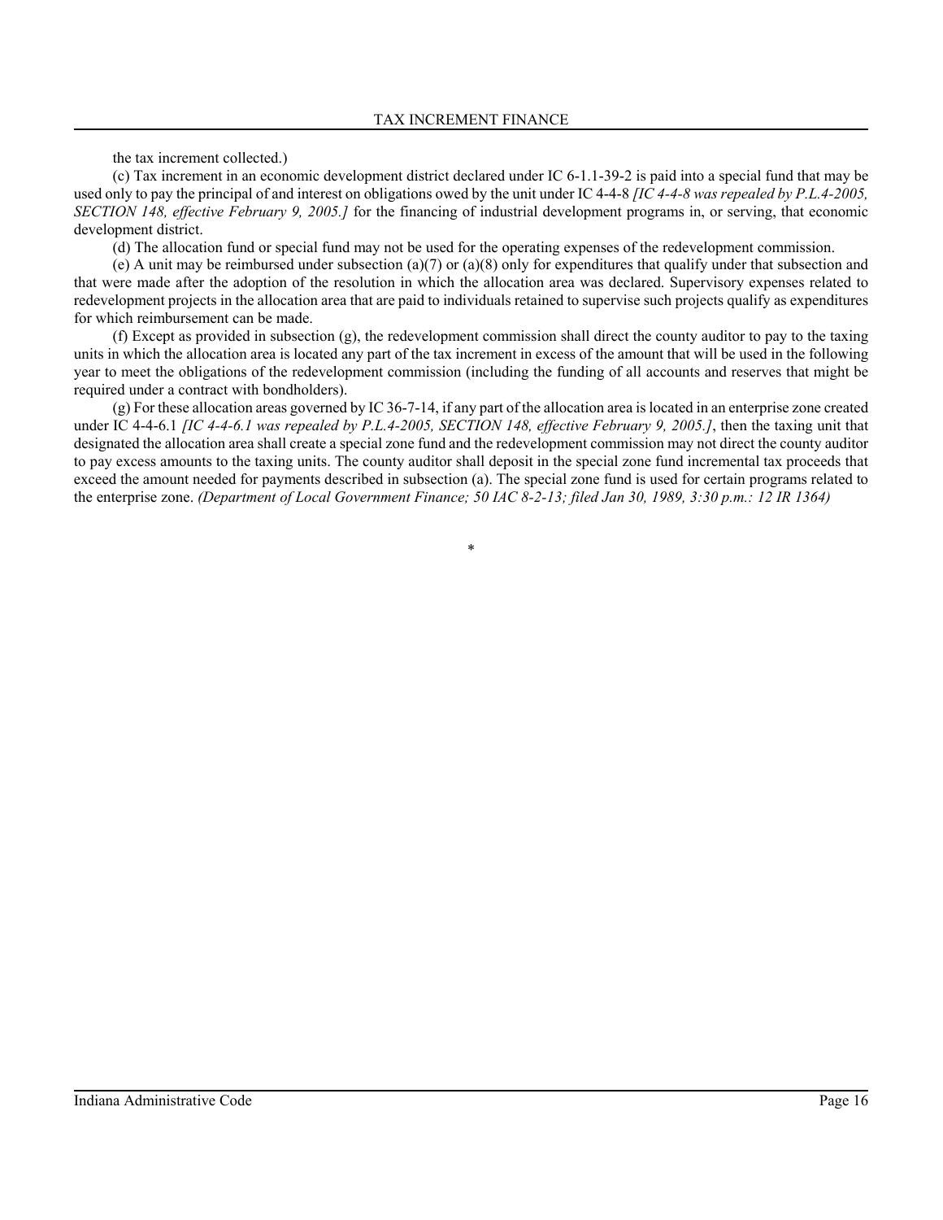the tax increment collected.)

(c) Tax increment in an economic development district declared under IC 6-1.1-39-2 is paid into a special fund that may be used only to pay the principal of and interest on obligations owed by the unit under IC 4-4-8 *[IC 4-4-8 was repealed by P.L.4-2005, SECTION 148, effective February 9, 2005.]* for the financing of industrial development programs in, or serving, that economic development district.

(d) The allocation fund or special fund may not be used for the operating expenses of the redevelopment commission.

(e) A unit may be reimbursed under subsection (a)(7) or (a)(8) only for expenditures that qualify under that subsection and that were made after the adoption of the resolution in which the allocation area was declared. Supervisory expenses related to redevelopment projects in the allocation area that are paid to individuals retained to supervise such projects qualify as expenditures for which reimbursement can be made.

(f) Except as provided in subsection (g), the redevelopment commission shall direct the county auditor to pay to the taxing units in which the allocation area is located any part of the tax increment in excess of the amount that will be used in the following year to meet the obligations of the redevelopment commission (including the funding of all accounts and reserves that might be required under a contract with bondholders).

(g) For these allocation areas governed by IC 36-7-14, if any part of the allocation area is located in an enterprise zone created under IC 4-4-6.1 *[IC 4-4-6.1 was repealed by P.L.4-2005, SECTION 148, effective February 9, 2005.]*, then the taxing unit that designated the allocation area shall create a special zone fund and the redevelopment commission may not direct the county auditor to pay excess amounts to the taxing units. The county auditor shall deposit in the special zone fund incremental tax proceeds that exceed the amount needed for payments described in subsection (a). The special zone fund is used for certain programs related to the enterprise zone. *(Department of Local Government Finance; 50 IAC 8-2-13; filed Jan 30, 1989, 3:30 p.m.: 12 IR 1364)*

*